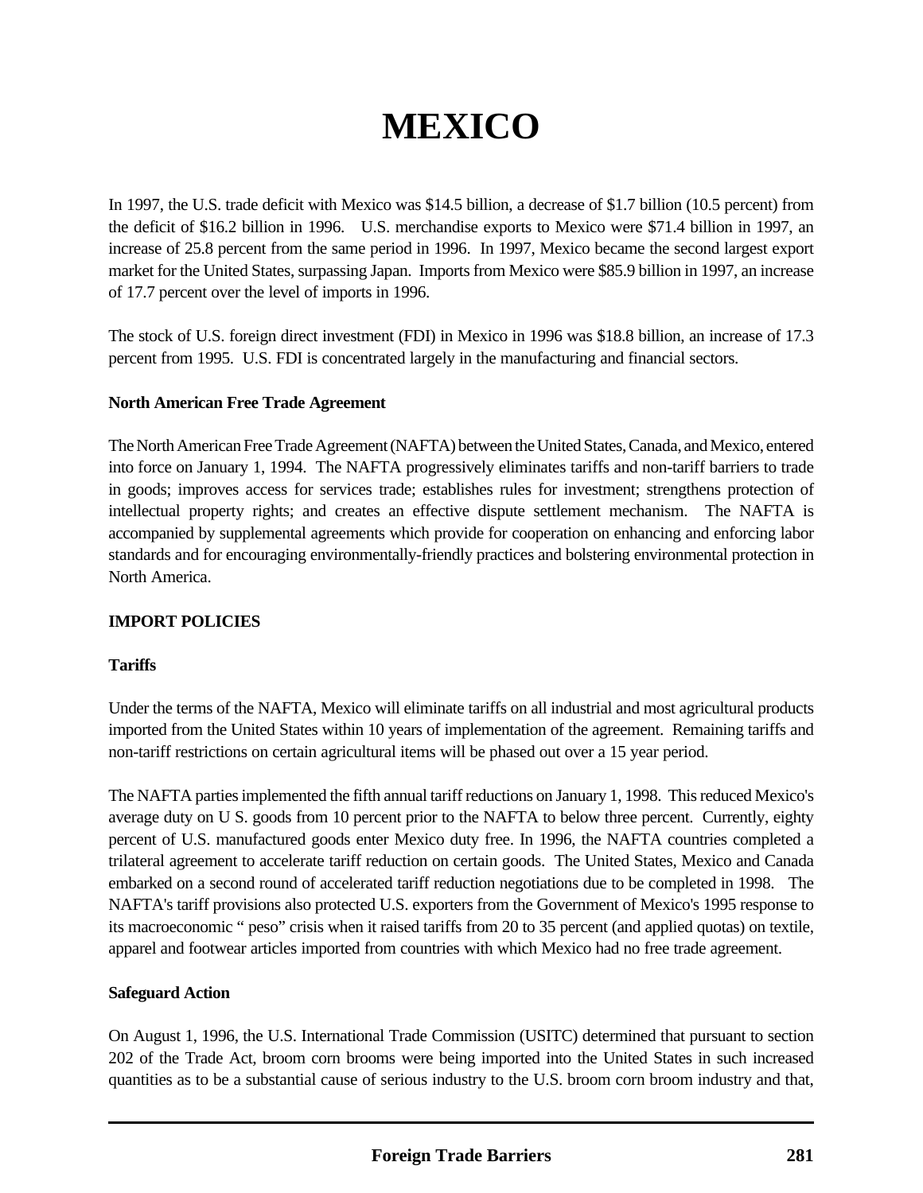# MEXICO

In 1997, the U.S. trade deficit with Mexico was $14.5 billion, a decrease of $1.7 billion (10.5 percent) from the deficit of $16.2 billion in 1996. U.S. merchandise exports to Mexico were $71.4 billion in 1997, an increase of 25.8 percent from the same period in 1996. In 1997, Mexico became the second largest export market for the United States, surpassing Japan. Imports from Mexico were $85.9 billion in 1997, an increase of 17.7 percent over the level of imports in 1996.

The stock of U.S. foreign direct investment (FDI) in Mexico in 1996 was $18.8 billion, an increase of 17.3 percent from 1995. U.S. FDI is concentrated largely in the manufacturing and financial sectors.

**North American Free Trade Agreement**

The North American Free Trade Agreement (NAFTA) between the United States, Canada, and Mexico, entered into force on January 1, 1994. The NAFTA progressively eliminates tariffs and non-tariff barriers to trade in goods; improves access for services trade; establishes rules for investment; strengthens protection of intellectual property rights; and creates an effective dispute settlement mechanism. The NAFTA is accompanied by supplemental agreements which provide for cooperation on enhancing and enforcing labor standards and for encouraging environmentally-friendly practices and bolstering environmental protection in North America.

**IMPORT POLICIES**

**Tariffs**

Under the terms of the NAFTA, Mexico will eliminate tariffs on all industrial and most agricultural products imported from the United States within 10 years of implementation of the agreement. Remaining tariffs and non-tariff restrictions on certain agricultural items will be phased out over a 15 year period.

The NAFTA parties implemented the fifth annual tariff reductions on January 1, 1998. This reduced Mexico's average duty on U S. goods from 10 percent prior to the NAFTA to below three percent. Currently, eighty percent of U.S. manufactured goods enter Mexico duty free. In 1996, the NAFTA countries completed a trilateral agreement to accelerate tariff reduction on certain goods. The United States, Mexico and Canada embarked on a second round of accelerated tariff reduction negotiations due to be completed in 1998. The NAFTA's tariff provisions also protected U.S. exporters from the Government of Mexico's 1995 response to its macroeconomic " peso" crisis when it raised tariffs from 20 to 35 percent (and applied quotas) on textile, apparel and footwear articles imported from countries with which Mexico had no free trade agreement.

**Safeguard Action**

On August 1, 1996, the U.S. International Trade Commission (USITC) determined that pursuant to section 202 of the Trade Act, broom corn brooms were being imported into the United States in such increased quantities as to be a substantial cause of serious industry to the U.S. broom corn broom industry and that,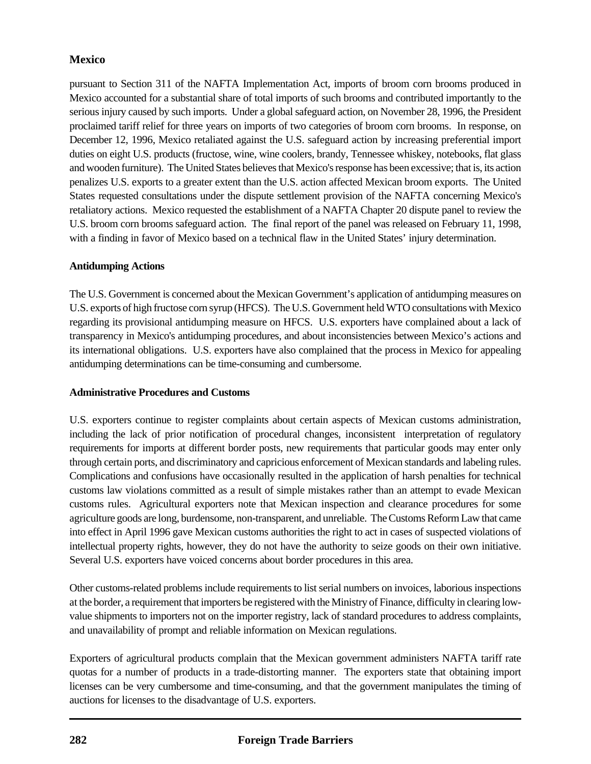pursuant to Section 311 of the NAFTA Implementation Act, imports of broom corn brooms produced in Mexico accounted for a substantial share of total imports of such brooms and contributed importantly to the serious injury caused by such imports. Under a global safeguard action, on November 28, 1996, the President proclaimed tariff relief for three years on imports of two categories of broom corn brooms. In response, on December 12, 1996, Mexico retaliated against the U.S. safeguard action by increasing preferential import duties on eight U.S. products (fructose, wine, wine coolers, brandy, Tennessee whiskey, notebooks, flat glass and wooden furniture). The United States believes that Mexico's response has been excessive; that is, its action penalizes U.S. exports to a greater extent than the U.S. action affected Mexican broom exports. The United States requested consultations under the dispute settlement provision of the NAFTA concerning Mexico's retaliatory actions. Mexico requested the establishment of a NAFTA Chapter 20 dispute panel to review the U.S. broom corn brooms safeguard action. The final report of the panel was released on February 11, 1998, with a finding in favor of Mexico based on a technical flaw in the United States' injury determination.

**Antidumping Actions**

The U.S. Government is concerned about the Mexican Government's application of antidumping measures on U.S. exports of high fructose corn syrup (HFCS). The U.S. Government held WTO consultations with Mexico regarding its provisional antidumping measure on HFCS. U.S. exporters have complained about a lack of transparency in Mexico's antidumping procedures, and about inconsistencies between Mexico's actions and its international obligations. U.S. exporters have also complained that the process in Mexico for appealing antidumping determinations can be time-consuming and cumbersome.

**Administrative Procedures and Customs**

U.S. exporters continue to register complaints about certain aspects of Mexican customs administration, including the lack of prior notification of procedural changes, inconsistent interpretation of regulatory requirements for imports at different border posts, new requirements that particular goods may enter only through certain ports, and discriminatory and capricious enforcement of Mexican standards and labeling rules. Complications and confusions have occasionally resulted in the application of harsh penalties for technical customs law violations committed as a result of simple mistakes rather than an attempt to evade Mexican customs rules. Agricultural exporters note that Mexican inspection and clearance procedures for some agriculture goods are long, burdensome, non-transparent, and unreliable. The Customs Reform Law that came into effect in April 1996 gave Mexican customs authorities the right to act in cases of suspected violations of intellectual property rights, however, they do not have the authority to seize goods on their own initiative. Several U.S. exporters have voiced concerns about border procedures in this area.

Other customs-related problems include requirements to list serial numbers on invoices, laborious inspections at the border, a requirement that importers be registered with the Ministry of Finance, difficulty in clearing low-value shipments to importers not on the importer registry, lack of standard procedures to address complaints, and unavailability of prompt and reliable information on Mexican regulations.

Exporters of agricultural products complain that the Mexican government administers NAFTA tariff rate quotas for a number of products in a trade-distorting manner. The exporters state that obtaining import licenses can be very cumbersome and time-consuming, and that the government manipulates the timing of auctions for licenses to the disadvantage of U.S. exporters.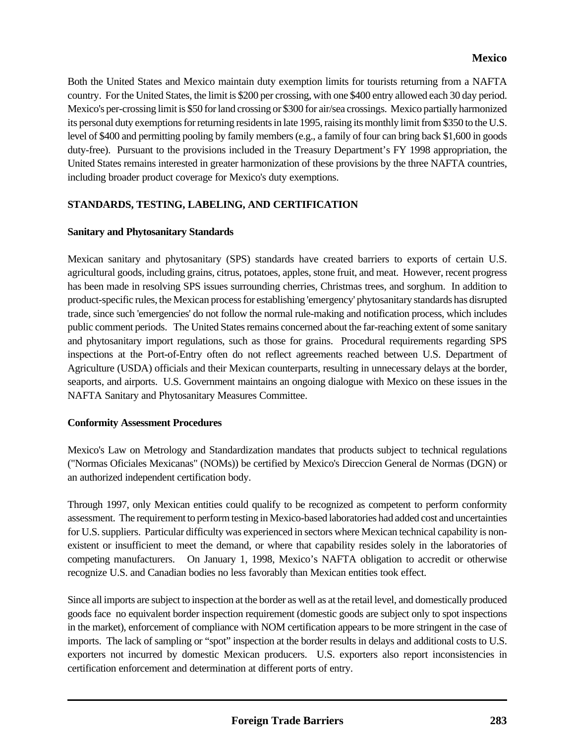Both the United States and Mexico maintain duty exemption limits for tourists returning from a NAFTA country. For the United States, the limit is $200 per crossing, with one $400 entry allowed each 30 day period. Mexico's per-crossing limit is $50 for land crossing or $300 for air/sea crossings. Mexico partially harmonized its personal duty exemptions for returning residents in late 1995, raising its monthly limit from $350 to the U.S. level of $400 and permitting pooling by family members (e.g., a family of four can bring back $1,600 in goods duty-free). Pursuant to the provisions included in the Treasury Department's FY 1998 appropriation, the United States remains interested in greater harmonization of these provisions by the three NAFTA countries, including broader product coverage for Mexico's duty exemptions.

## STANDARDS, TESTING, LABELING, AND CERTIFICATION

### Sanitary and Phytosanitary Standards

Mexican sanitary and phytosanitary (SPS) standards have created barriers to exports of certain U.S. agricultural goods, including grains, citrus, potatoes, apples, stone fruit, and meat. However, recent progress has been made in resolving SPS issues surrounding cherries, Christmas trees, and sorghum. In addition to product-specific rules, the Mexican process for establishing 'emergency' phytosanitary standards has disrupted trade, since such 'emergencies' do not follow the normal rule-making and notification process, which includes public comment periods. The United States remains concerned about the far-reaching extent of some sanitary and phytosanitary import regulations, such as those for grains. Procedural requirements regarding SPS inspections at the Port-of-Entry often do not reflect agreements reached between U.S. Department of Agriculture (USDA) officials and their Mexican counterparts, resulting in unnecessary delays at the border, seaports, and airports. U.S. Government maintains an ongoing dialogue with Mexico on these issues in the NAFTA Sanitary and Phytosanitary Measures Committee.

### Conformity Assessment Procedures

Mexico's Law on Metrology and Standardization mandates that products subject to technical regulations ("Normas Oficiales Mexicanas" (NOMs)) be certified by Mexico's Direccion General de Normas (DGN) or an authorized independent certification body.

Through 1997, only Mexican entities could qualify to be recognized as competent to perform conformity assessment. The requirement to perform testing in Mexico-based laboratories had added cost and uncertainties for U.S. suppliers. Particular difficulty was experienced in sectors where Mexican technical capability is non-existent or insufficient to meet the demand, or where that capability resides solely in the laboratories of competing manufacturers. On January 1, 1998, Mexico's NAFTA obligation to accredit or otherwise recognize U.S. and Canadian bodies no less favorably than Mexican entities took effect.

Since all imports are subject to inspection at the border as well as at the retail level, and domestically produced goods face no equivalent border inspection requirement (domestic goods are subject only to spot inspections in the market), enforcement of compliance with NOM certification appears to be more stringent in the case of imports. The lack of sampling or "spot" inspection at the border results in delays and additional costs to U.S. exporters not incurred by domestic Mexican producers. U.S. exporters also report inconsistencies in certification enforcement and determination at different ports of entry.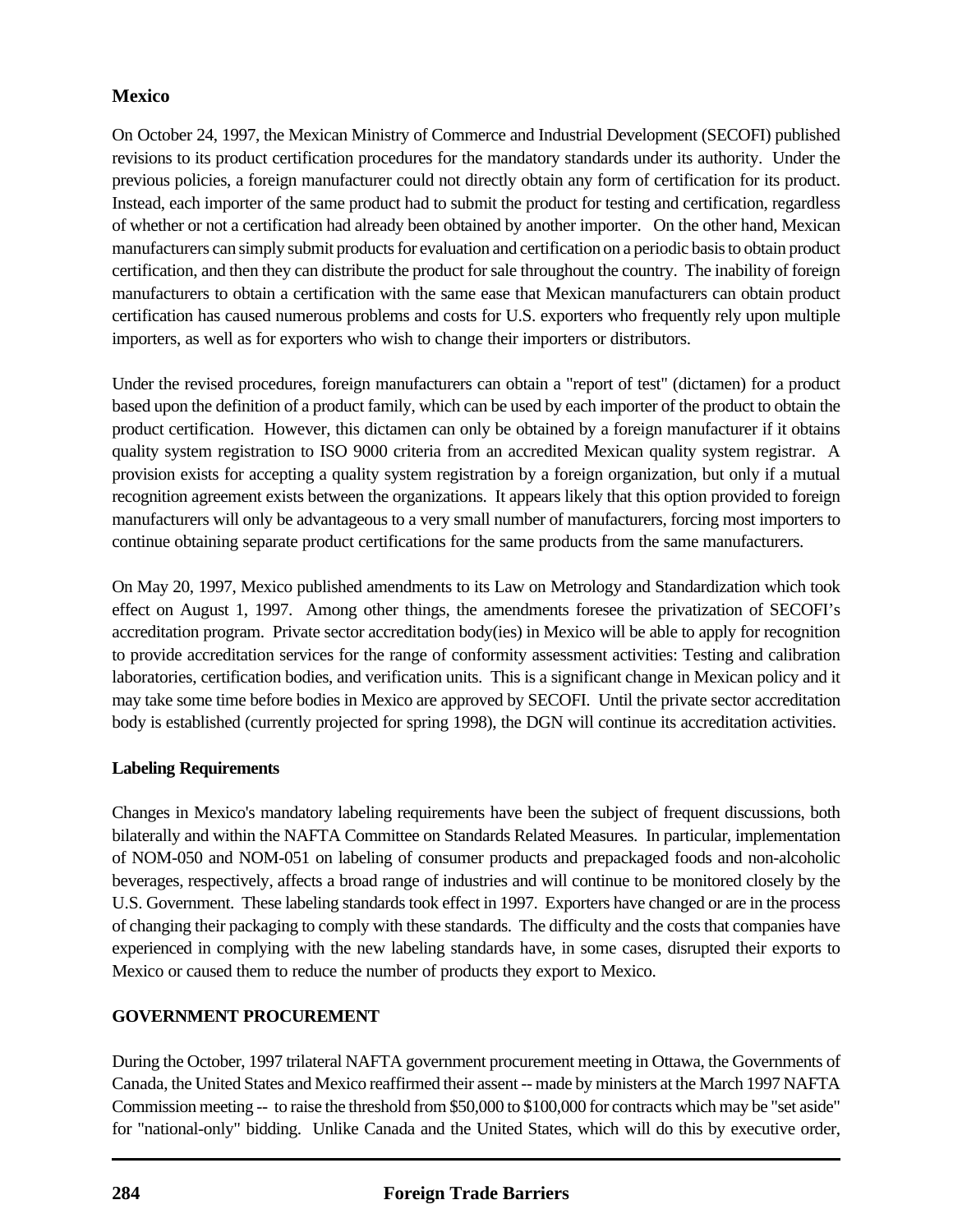**Mexico**

On October 24, 1997, the Mexican Ministry of Commerce and Industrial Development (SECOFI) published revisions to its product certification procedures for the mandatory standards under its authority. Under the previous policies, a foreign manufacturer could not directly obtain any form of certification for its product. Instead, each importer of the same product had to submit the product for testing and certification, regardless of whether or not a certification had already been obtained by another importer. On the other hand, Mexican manufacturers can simply submit products for evaluation and certification on a periodic basis to obtain product certification, and then they can distribute the product for sale throughout the country. The inability of foreign manufacturers to obtain a certification with the same ease that Mexican manufacturers can obtain product certification has caused numerous problems and costs for U.S. exporters who frequently rely upon multiple importers, as well as for exporters who wish to change their importers or distributors.

Under the revised procedures, foreign manufacturers can obtain a "report of test" (dictamen) for a product based upon the definition of a product family, which can be used by each importer of the product to obtain the product certification. However, this dictamen can only be obtained by a foreign manufacturer if it obtains quality system registration to ISO 9000 criteria from an accredited Mexican quality system registrar. A provision exists for accepting a quality system registration by a foreign organization, but only if a mutual recognition agreement exists between the organizations. It appears likely that this option provided to foreign manufacturers will only be advantageous to a very small number of manufacturers, forcing most importers to continue obtaining separate product certifications for the same products from the same manufacturers.

On May 20, 1997, Mexico published amendments to its Law on Metrology and Standardization which took effect on August 1, 1997. Among other things, the amendments foresee the privatization of SECOFI's accreditation program. Private sector accreditation body(ies) in Mexico will be able to apply for recognition to provide accreditation services for the range of conformity assessment activities: Testing and calibration laboratories, certification bodies, and verification units. This is a significant change in Mexican policy and it may take some time before bodies in Mexico are approved by SECOFI. Until the private sector accreditation body is established (currently projected for spring 1998), the DGN will continue its accreditation activities.

**Labeling Requirements**

Changes in Mexico's mandatory labeling requirements have been the subject of frequent discussions, both bilaterally and within the NAFTA Committee on Standards Related Measures. In particular, implementation of NOM-050 and NOM-051 on labeling of consumer products and prepackaged foods and non-alcoholic beverages, respectively, affects a broad range of industries and will continue to be monitored closely by the U.S. Government. These labeling standards took effect in 1997. Exporters have changed or are in the process of changing their packaging to comply with these standards. The difficulty and the costs that companies have experienced in complying with the new labeling standards have, in some cases, disrupted their exports to Mexico or caused them to reduce the number of products they export to Mexico.

**GOVERNMENT PROCUREMENT**

During the October, 1997 trilateral NAFTA government procurement meeting in Ottawa, the Governments of Canada, the United States and Mexico reaffirmed their assent -- made by ministers at the March 1997 NAFTA Commission meeting -- to raise the threshold from $50,000 to $100,000 for contracts which may be "set aside" for "national-only" bidding. Unlike Canada and the United States, which will do this by executive order,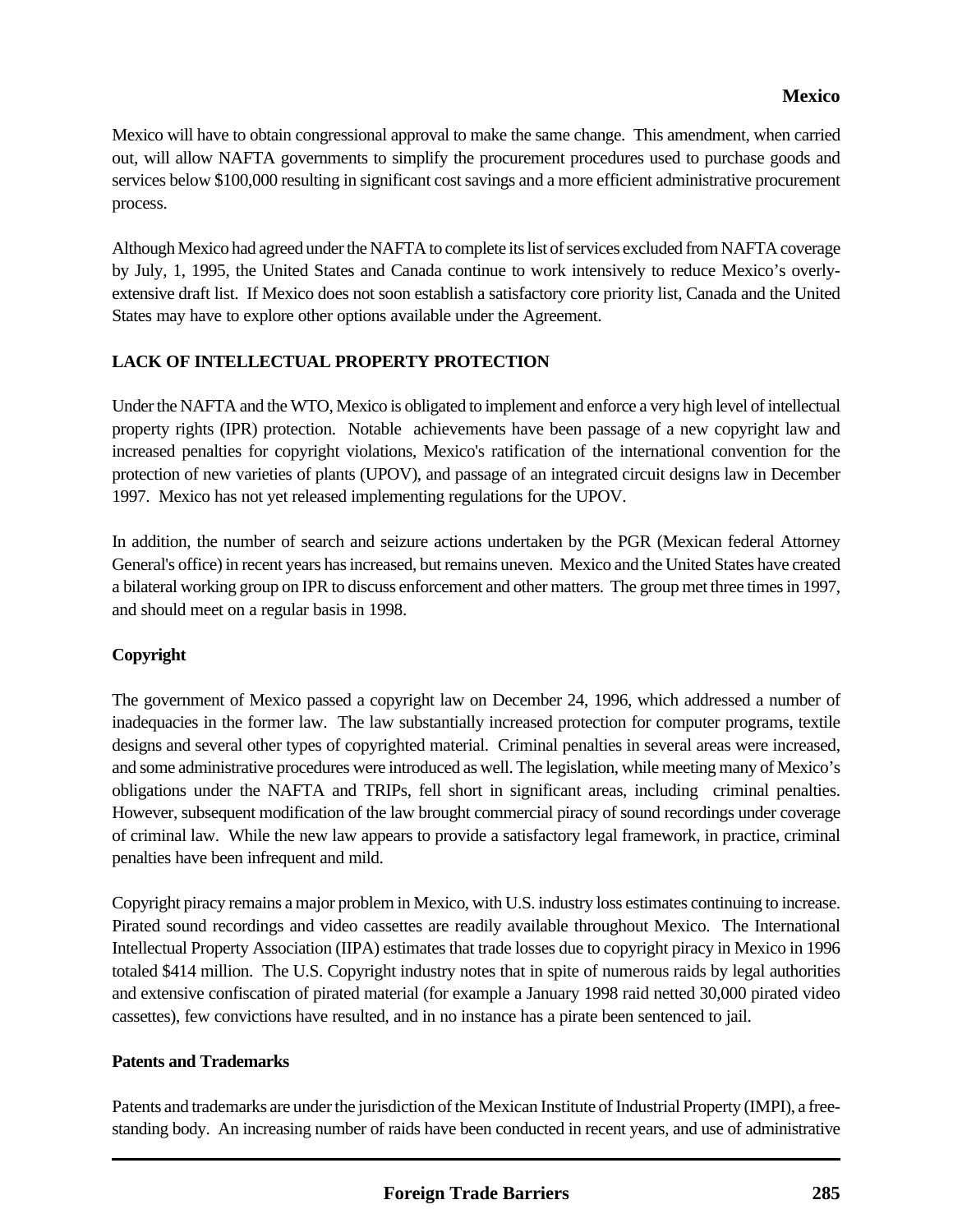Mexico will have to obtain congressional approval to make the same change. This amendment, when carried out, will allow NAFTA governments to simplify the procurement procedures used to purchase goods and services below $100,000 resulting in significant cost savings and a more efficient administrative procurement process.

Although Mexico had agreed under the NAFTA to complete its list of services excluded from NAFTA coverage by July, 1, 1995, the United States and Canada continue to work intensively to reduce Mexico's overly-extensive draft list. If Mexico does not soon establish a satisfactory core priority list, Canada and the United States may have to explore other options available under the Agreement.

## LACK OF INTELLECTUAL PROPERTY PROTECTION

Under the NAFTA and the WTO, Mexico is obligated to implement and enforce a very high level of intellectual property rights (IPR) protection. Notable achievements have been passage of a new copyright law and increased penalties for copyright violations, Mexico's ratification of the international convention for the protection of new varieties of plants (UPOV), and passage of an integrated circuit designs law in December 1997. Mexico has not yet released implementing regulations for the UPOV.

In addition, the number of search and seizure actions undertaken by the PGR (Mexican federal Attorney General's office) in recent years has increased, but remains uneven. Mexico and the United States have created a bilateral working group on IPR to discuss enforcement and other matters. The group met three times in 1997, and should meet on a regular basis in 1998.

### Copyright

The government of Mexico passed a copyright law on December 24, 1996, which addressed a number of inadequacies in the former law. The law substantially increased protection for computer programs, textile designs and several other types of copyrighted material. Criminal penalties in several areas were increased, and some administrative procedures were introduced as well. The legislation, while meeting many of Mexico's obligations under the NAFTA and TRIPs, fell short in significant areas, including criminal penalties. However, subsequent modification of the law brought commercial piracy of sound recordings under coverage of criminal law. While the new law appears to provide a satisfactory legal framework, in practice, criminal penalties have been infrequent and mild.

Copyright piracy remains a major problem in Mexico, with U.S. industry loss estimates continuing to increase. Pirated sound recordings and video cassettes are readily available throughout Mexico. The International Intellectual Property Association (IIPA) estimates that trade losses due to copyright piracy in Mexico in 1996 totaled $414 million. The U.S. Copyright industry notes that in spite of numerous raids by legal authorities and extensive confiscation of pirated material (for example a January 1998 raid netted 30,000 pirated video cassettes), few convictions have resulted, and in no instance has a pirate been sentenced to jail.

### Patents and Trademarks

Patents and trademarks are under the jurisdiction of the Mexican Institute of Industrial Property (IMPI), a free-standing body. An increasing number of raids have been conducted in recent years, and use of administrative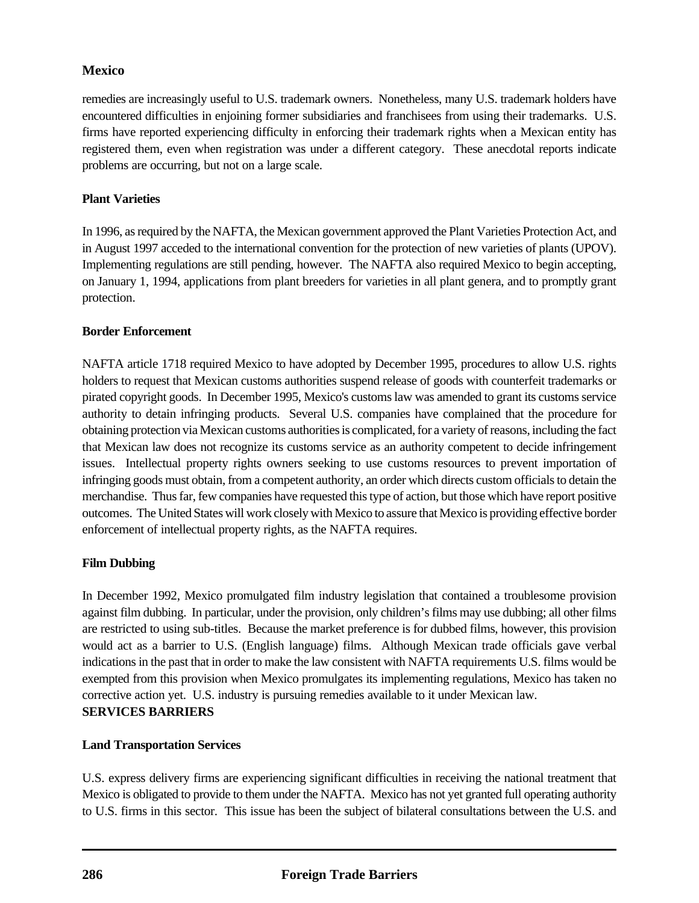remedies are increasingly useful to U.S. trademark owners. Nonetheless, many U.S. trademark holders have encountered difficulties in enjoining former subsidiaries and franchisees from using their trademarks. U.S. firms have reported experiencing difficulty in enforcing their trademark rights when a Mexican entity has registered them, even when registration was under a different category. These anecdotal reports indicate problems are occurring, but not on a large scale.

### Plant Varieties

In 1996, as required by the NAFTA, the Mexican government approved the Plant Varieties Protection Act, and in August 1997 acceded to the international convention for the protection of new varieties of plants (UPOV). Implementing regulations are still pending, however. The NAFTA also required Mexico to begin accepting, on January 1, 1994, applications from plant breeders for varieties in all plant genera, and to promptly grant protection.

### Border Enforcement

NAFTA article 1718 required Mexico to have adopted by December 1995, procedures to allow U.S. rights holders to request that Mexican customs authorities suspend release of goods with counterfeit trademarks or pirated copyright goods. In December 1995, Mexico's customs law was amended to grant its customs service authority to detain infringing products. Several U.S. companies have complained that the procedure for obtaining protection via Mexican customs authorities is complicated, for a variety of reasons, including the fact that Mexican law does not recognize its customs service as an authority competent to decide infringement issues. Intellectual property rights owners seeking to use customs resources to prevent importation of infringing goods must obtain, from a competent authority, an order which directs custom officials to detain the merchandise. Thus far, few companies have requested this type of action, but those which have report positive outcomes. The United States will work closely with Mexico to assure that Mexico is providing effective border enforcement of intellectual property rights, as the NAFTA requires.

### Film Dubbing

In December 1992, Mexico promulgated film industry legislation that contained a troublesome provision against film dubbing. In particular, under the provision, only children's films may use dubbing; all other films are restricted to using sub-titles. Because the market preference is for dubbed films, however, this provision would act as a barrier to U.S. (English language) films. Although Mexican trade officials gave verbal indications in the past that in order to make the law consistent with NAFTA requirements U.S. films would be exempted from this provision when Mexico promulgates its implementing regulations, Mexico has taken no corrective action yet. U.S. industry is pursuing remedies available to it under Mexican law.

## SERVICES BARRIERS

### Land Transportation Services

U.S. express delivery firms are experiencing significant difficulties in receiving the national treatment that Mexico is obligated to provide to them under the NAFTA. Mexico has not yet granted full operating authority to U.S. firms in this sector. This issue has been the subject of bilateral consultations between the U.S. and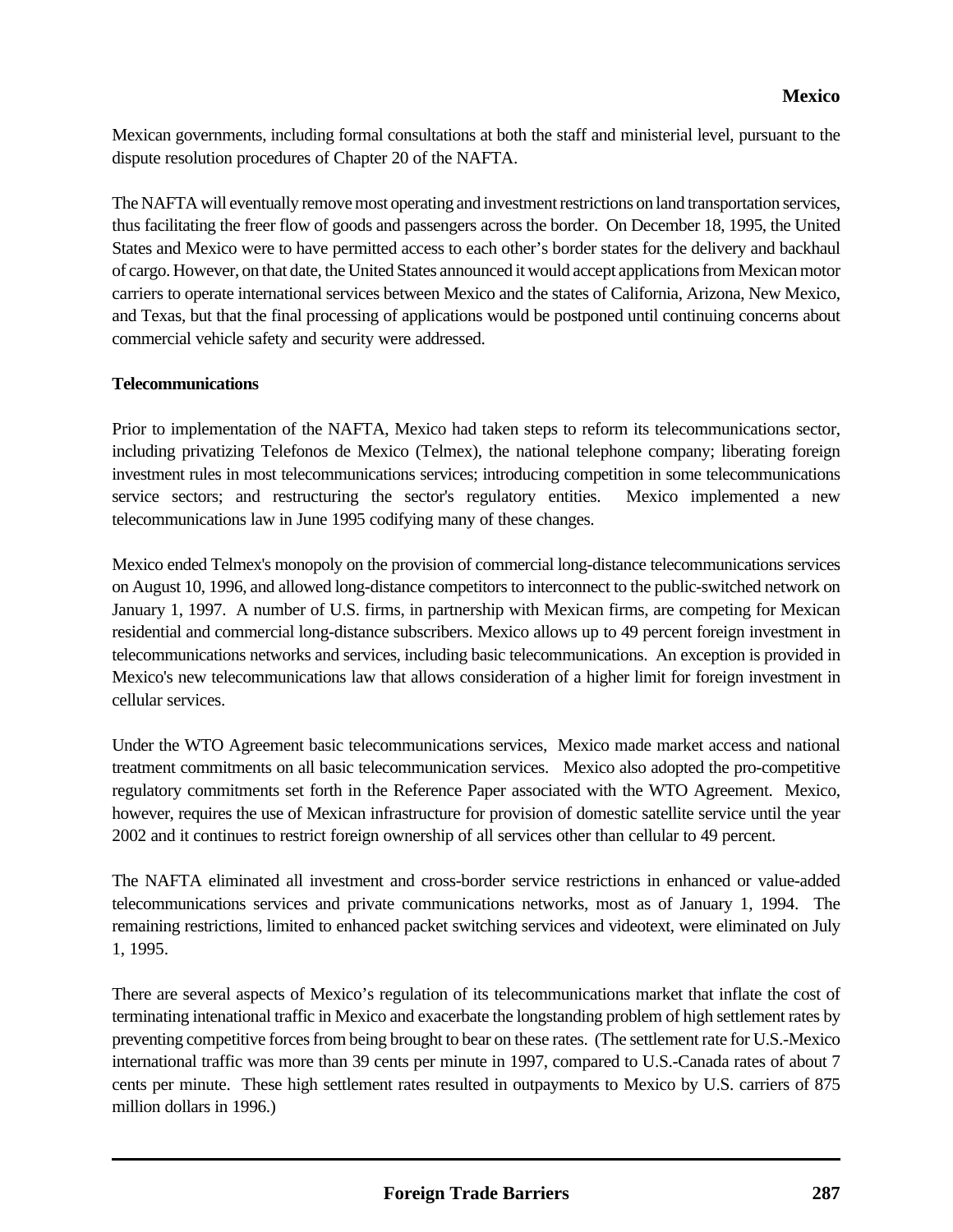Mexican governments, including formal consultations at both the staff and ministerial level, pursuant to the dispute resolution procedures of Chapter 20 of the NAFTA.

The NAFTA will eventually remove most operating and investment restrictions on land transportation services, thus facilitating the freer flow of goods and passengers across the border. On December 18, 1995, the United States and Mexico were to have permitted access to each other's border states for the delivery and backhaul of cargo. However, on that date, the United States announced it would accept applications from Mexican motor carriers to operate international services between Mexico and the states of California, Arizona, New Mexico, and Texas, but that the final processing of applications would be postponed until continuing concerns about commercial vehicle safety and security were addressed.

**Telecommunications**

Prior to implementation of the NAFTA, Mexico had taken steps to reform its telecommunications sector, including privatizing Telefonos de Mexico (Telmex), the national telephone company; liberating foreign investment rules in most telecommunications services; introducing competition in some telecommunications service sectors; and restructuring the sector's regulatory entities. Mexico implemented a new telecommunications law in June 1995 codifying many of these changes.

Mexico ended Telmex's monopoly on the provision of commercial long-distance telecommunications services on August 10, 1996, and allowed long-distance competitors to interconnect to the public-switched network on January 1, 1997. A number of U.S. firms, in partnership with Mexican firms, are competing for Mexican residential and commercial long-distance subscribers. Mexico allows up to 49 percent foreign investment in telecommunications networks and services, including basic telecommunications. An exception is provided in Mexico's new telecommunications law that allows consideration of a higher limit for foreign investment in cellular services.

Under the WTO Agreement basic telecommunications services, Mexico made market access and national treatment commitments on all basic telecommunication services. Mexico also adopted the pro-competitive regulatory commitments set forth in the Reference Paper associated with the WTO Agreement. Mexico, however, requires the use of Mexican infrastructure for provision of domestic satellite service until the year 2002 and it continues to restrict foreign ownership of all services other than cellular to 49 percent.

The NAFTA eliminated all investment and cross-border service restrictions in enhanced or value-added telecommunications services and private communications networks, most as of January 1, 1994. The remaining restrictions, limited to enhanced packet switching services and videotext, were eliminated on July 1, 1995.

There are several aspects of Mexico's regulation of its telecommunications market that inflate the cost of terminating intenational traffic in Mexico and exacerbate the longstanding problem of high settlement rates by preventing competitive forces from being brought to bear on these rates. (The settlement rate for U.S.-Mexico international traffic was more than 39 cents per minute in 1997, compared to U.S.-Canada rates of about 7 cents per minute. These high settlement rates resulted in outpayments to Mexico by U.S. carriers of 875 million dollars in 1996.)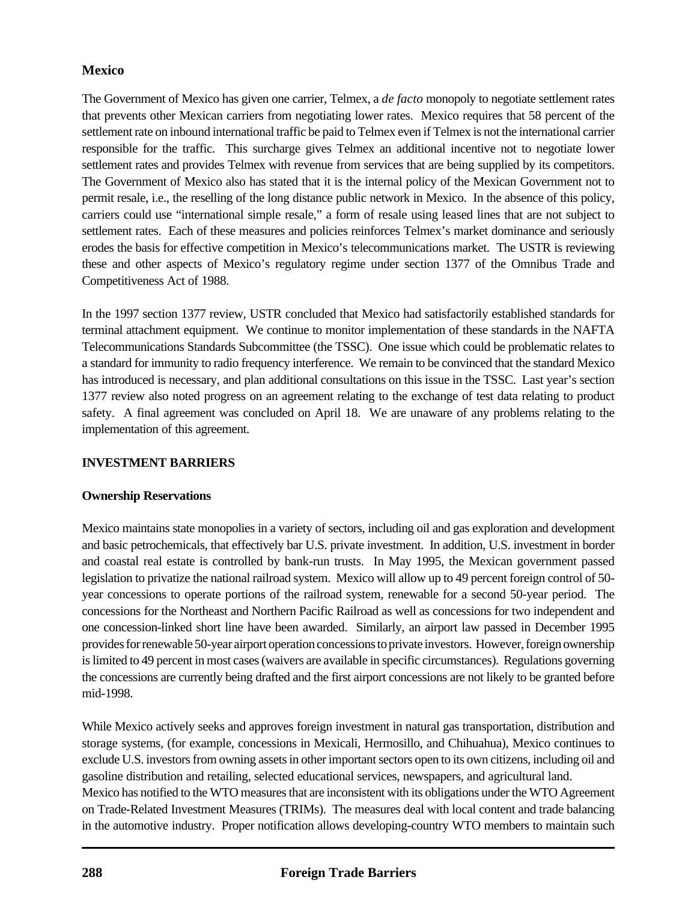**Mexico**

The Government of Mexico has given one carrier, Telmex, a *de facto* monopoly to negotiate settlement rates that prevents other Mexican carriers from negotiating lower rates. Mexico requires that 58 percent of the settlement rate on inbound international traffic be paid to Telmex even if Telmex is not the international carrier responsible for the traffic. This surcharge gives Telmex an additional incentive not to negotiate lower settlement rates and provides Telmex with revenue from services that are being supplied by its competitors. The Government of Mexico also has stated that it is the internal policy of the Mexican Government not to permit resale, i.e., the reselling of the long distance public network in Mexico. In the absence of this policy, carriers could use "international simple resale," a form of resale using leased lines that are not subject to settlement rates. Each of these measures and policies reinforces Telmex's market dominance and seriously erodes the basis for effective competition in Mexico's telecommunications market. The USTR is reviewing these and other aspects of Mexico's regulatory regime under section 1377 of the Omnibus Trade and Competitiveness Act of 1988.

In the 1997 section 1377 review, USTR concluded that Mexico had satisfactorily established standards for terminal attachment equipment. We continue to monitor implementation of these standards in the NAFTA Telecommunications Standards Subcommittee (the TSSC). One issue which could be problematic relates to a standard for immunity to radio frequency interference. We remain to be convinced that the standard Mexico has introduced is necessary, and plan additional consultations on this issue in the TSSC. Last year's section 1377 review also noted progress on an agreement relating to the exchange of test data relating to product safety. A final agreement was concluded on April 18. We are unaware of any problems relating to the implementation of this agreement.

## INVESTMENT BARRIERS

**Ownership Reservations**

Mexico maintains state monopolies in a variety of sectors, including oil and gas exploration and development and basic petrochemicals, that effectively bar U.S. private investment. In addition, U.S. investment in border and coastal real estate is controlled by bank-run trusts. In May 1995, the Mexican government passed legislation to privatize the national railroad system. Mexico will allow up to 49 percent foreign control of 50-year concessions to operate portions of the railroad system, renewable for a second 50-year period. The concessions for the Northeast and Northern Pacific Railroad as well as concessions for two independent and one concession-linked short line have been awarded. Similarly, an airport law passed in December 1995 provides for renewable 50-year airport operation concessions to private investors. However, foreign ownership is limited to 49 percent in most cases (waivers are available in specific circumstances). Regulations governing the concessions are currently being drafted and the first airport concessions are not likely to be granted before mid-1998.

While Mexico actively seeks and approves foreign investment in natural gas transportation, distribution and storage systems, (for example, concessions in Mexicali, Hermosillo, and Chihuahua), Mexico continues to exclude U.S. investors from owning assets in other important sectors open to its own citizens, including oil and gasoline distribution and retailing, selected educational services, newspapers, and agricultural land.

Mexico has notified to the WTO measures that are inconsistent with its obligations under the WTO Agreement on Trade-Related Investment Measures (TRIMs). The measures deal with local content and trade balancing in the automotive industry. Proper notification allows developing-country WTO members to maintain such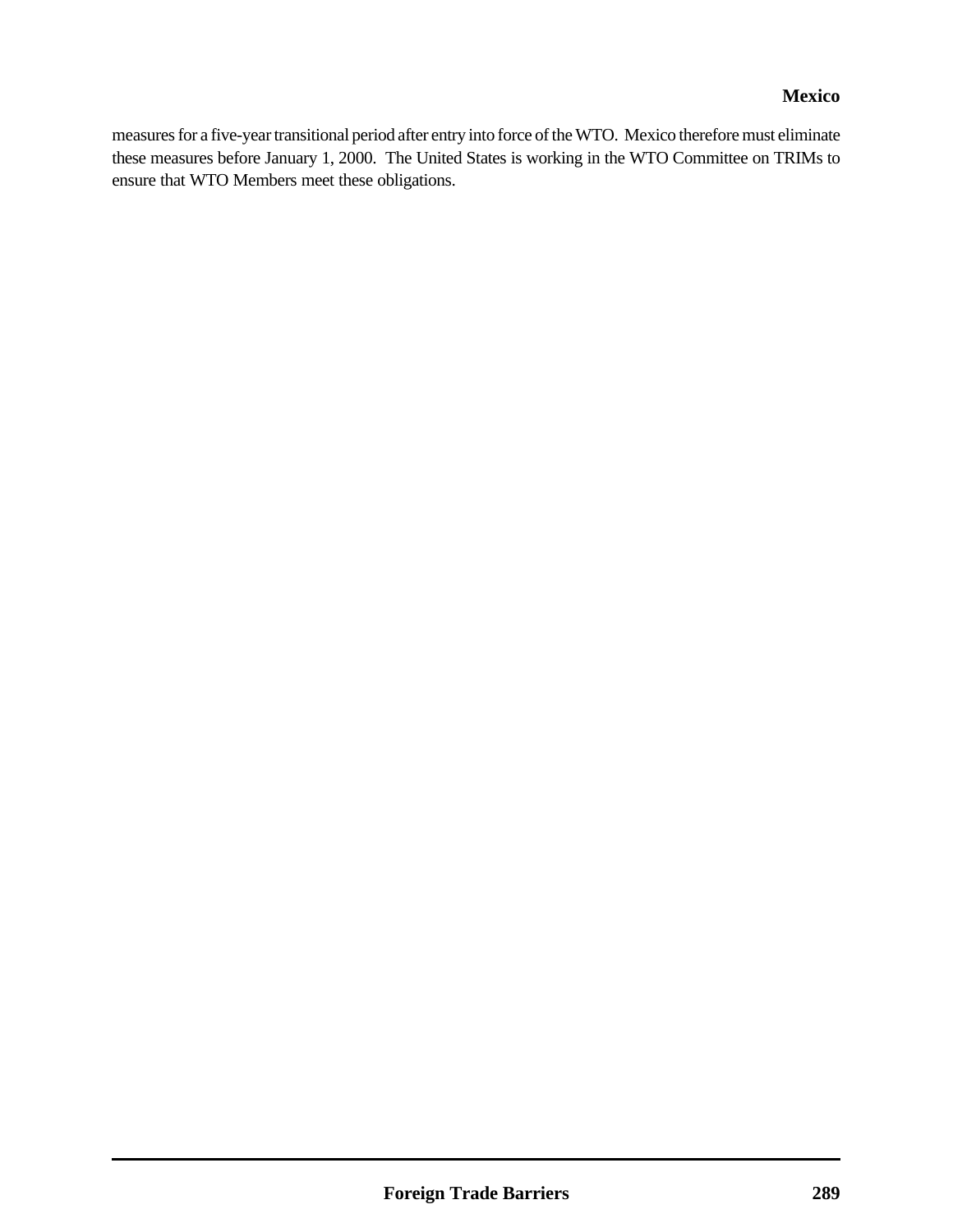measures for a five-year transitional period after entry into force of the WTO. Mexico therefore must eliminate these measures before January 1, 2000. The United States is working in the WTO Committee on TRIMs to ensure that WTO Members meet these obligations.